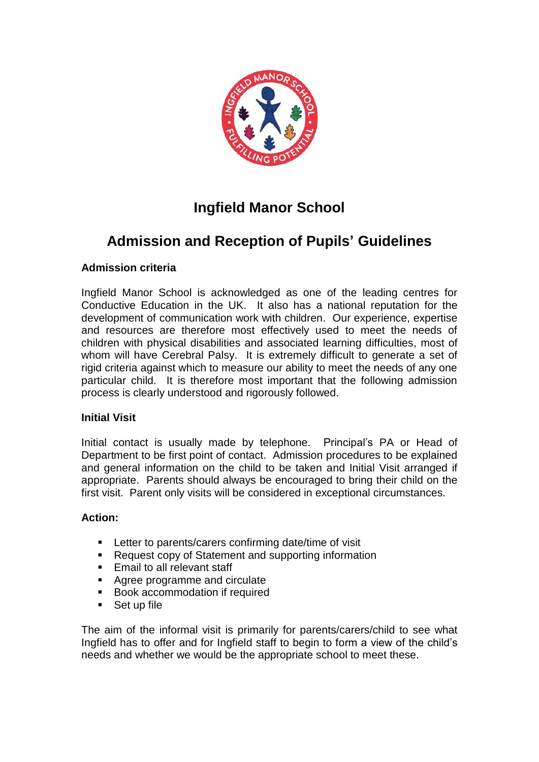# Ingfield Manor School

# Admission and Reception of Pupils' Guidelines

### Admission criteria

Ingfield Manor School is acknowledged as one of the leading centres for Conductive Education in the UK. It also has a national reputation for the development of communication work with children. Our experience, expertise and resources are therefore most effectively used to meet the needs of children with physical disabilities and associated learning difficulties, most of whom will have Cerebral Palsy. It is extremely difficult to generate a set of rigid criteria against which to measure our ability to meet the needs of any one particular child. It is therefore most important that the following admission process is clearly understood and rigorously followed.

### Initial Visit

Initial contact is usually made by telephone. Principal's PA or Head of Department to be first point of contact. Admission procedures to be explained and general information on the child to be taken and Initial Visit arranged if appropriate. Parents should always be encouraged to bring their child on the first visit. Parent only visits will be considered in exceptional circumstances.

### Action:

- Letter to parents/carers confirming date/time of visit
- Request copy of Statement and supporting information
- Email to all relevant staff
- Agree programme and circulate
- Book accommodation if required
- Set up file

The aim of the informal visit is primarily for parents/carers/child to see what Ingfield has to offer and for Ingfield staff to begin to form a view of the child's needs and whether we would be the appropriate school to meet these.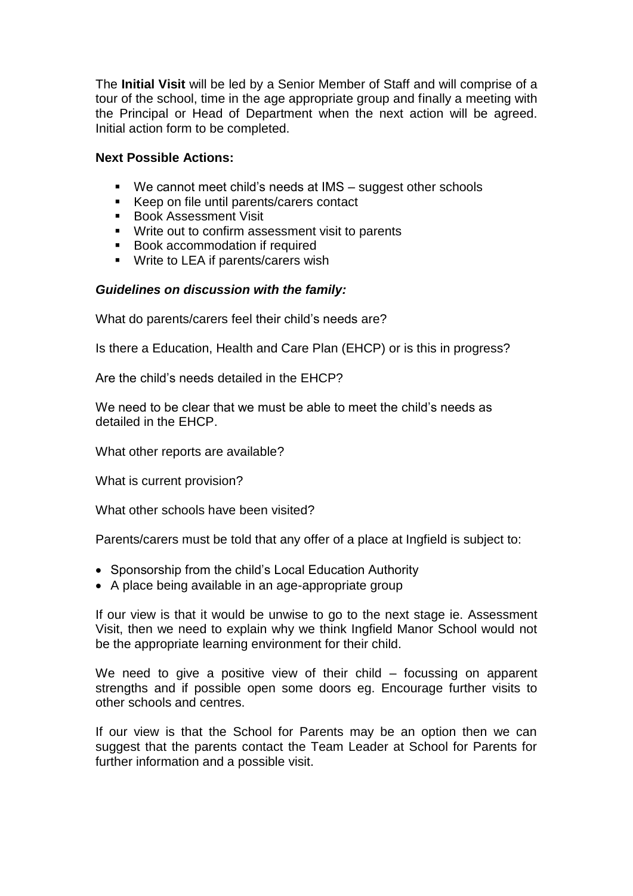The **Initial Visit** will be led by a Senior Member of Staff and will comprise of a tour of the school, time in the age appropriate group and finally a meeting with the Principal or Head of Department when the next action will be agreed. Initial action form to be completed.

**Next Possible Actions:**

- We cannot meet child's needs at IMS – suggest other schools
- Keep on file until parents/carers contact
- Book Assessment Visit
- Write out to confirm assessment visit to parents
- Book accommodation if required
- Write to LEA if parents/carers wish

***Guidelines on discussion with the family:***

What do parents/carers feel their child's needs are?

Is there a Education, Health and Care Plan (EHCP) or is this in progress?

Are the child's needs detailed in the EHCP?

We need to be clear that we must be able to meet the child's needs as detailed in the EHCP.

What other reports are available?

What is current provision?

What other schools have been visited?

Parents/carers must be told that any offer of a place at Ingfield is subject to:

- Sponsorship from the child's Local Education Authority
- A place being available in an age-appropriate group

If our view is that it would be unwise to go to the next stage ie. Assessment Visit, then we need to explain why we think Ingfield Manor School would not be the appropriate learning environment for their child.

We need to give a positive view of their child – focussing on apparent strengths and if possible open some doors eg. Encourage further visits to other schools and centres.

If our view is that the School for Parents may be an option then we can suggest that the parents contact the Team Leader at School for Parents for further information and a possible visit.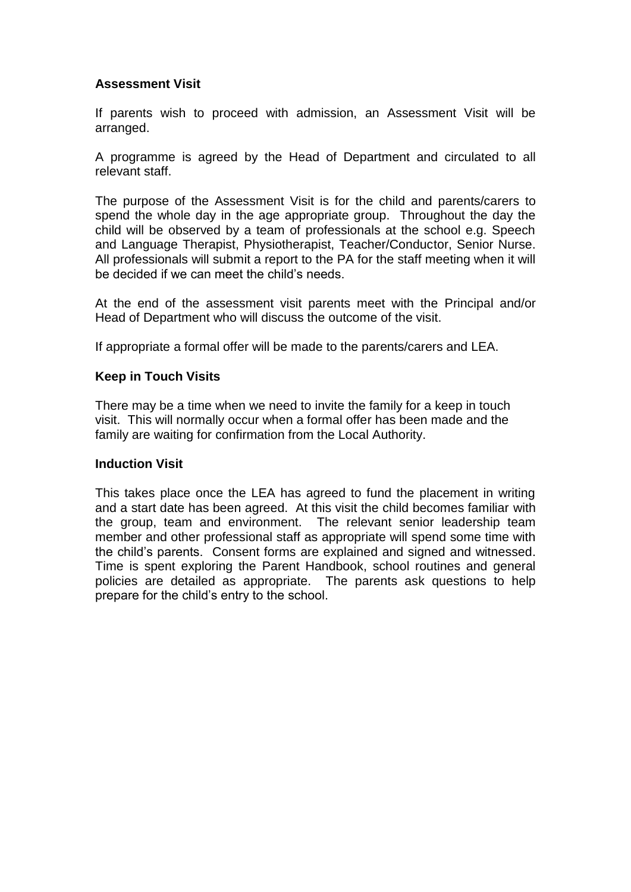**Assessment Visit**

If parents wish to proceed with admission, an Assessment Visit will be arranged.

A programme is agreed by the Head of Department and circulated to all relevant staff.

The purpose of the Assessment Visit is for the child and parents/carers to spend the whole day in the age appropriate group. Throughout the day the child will be observed by a team of professionals at the school e.g. Speech and Language Therapist, Physiotherapist, Teacher/Conductor, Senior Nurse. All professionals will submit a report to the PA for the staff meeting when it will be decided if we can meet the child's needs.

At the end of the assessment visit parents meet with the Principal and/or Head of Department who will discuss the outcome of the visit.

If appropriate a formal offer will be made to the parents/carers and LEA.

**Keep in Touch Visits**

There may be a time when we need to invite the family for a keep in touch visit. This will normally occur when a formal offer has been made and the family are waiting for confirmation from the Local Authority.

**Induction Visit**

This takes place once the LEA has agreed to fund the placement in writing and a start date has been agreed. At this visit the child becomes familiar with the group, team and environment. The relevant senior leadership team member and other professional staff as appropriate will spend some time with the child's parents. Consent forms are explained and signed and witnessed. Time is spent exploring the Parent Handbook, school routines and general policies are detailed as appropriate. The parents ask questions to help prepare for the child's entry to the school.